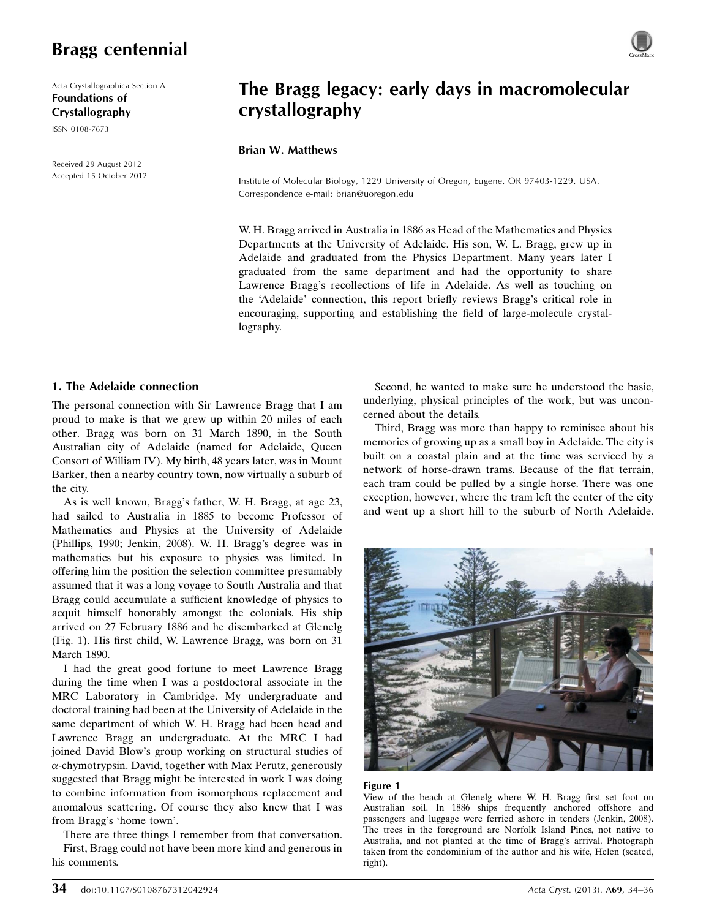Bragg centennial

Acta Crystallographica Section A
**Foundations of Crystallography**

ISSN 0108-7673

Received 29 August 2012
Accepted 15 October 2012

# The Bragg legacy: early days in macromolecular crystallography

**Brian W. Matthews**

Institute of Molecular Biology, 1229 University of Oregon, Eugene, OR 97403-1229, USA. Correspondence e-mail: brian@uoregon.edu

W. H. Bragg arrived in Australia in 1886 as Head of the Mathematics and Physics Departments at the University of Adelaide. His son, W. L. Bragg, grew up in Adelaide and graduated from the Physics Department. Many years later I graduated from the same department and had the opportunity to share Lawrence Bragg's recollections of life in Adelaide. As well as touching on the 'Adelaide' connection, this report briefly reviews Bragg's critical role in encouraging, supporting and establishing the field of large-molecule crystallography.

## 1. The Adelaide connection

The personal connection with Sir Lawrence Bragg that I am proud to make is that we grew up within 20 miles of each other. Bragg was born on 31 March 1890, in the South Australian city of Adelaide (named for Adelaide, Queen Consort of William IV). My birth, 48 years later, was in Mount Barker, then a nearby country town, now virtually a suburb of the city.

As is well known, Bragg's father, W. H. Bragg, at age 23, had sailed to Australia in 1885 to become Professor of Mathematics and Physics at the University of Adelaide (Phillips, 1990; Jenkin, 2008). W. H. Bragg's degree was in mathematics but his exposure to physics was limited. In offering him the position the selection committee presumably assumed that it was a long voyage to South Australia and that Bragg could accumulate a sufficient knowledge of physics to acquit himself honorably amongst the colonials. His ship arrived on 27 February 1886 and he disembarked at Glenelg (Fig. 1). His first child, W. Lawrence Bragg, was born on 31 March 1890.

I had the great good fortune to meet Lawrence Bragg during the time when I was a postdoctoral associate in the MRC Laboratory in Cambridge. My undergraduate and doctoral training had been at the University of Adelaide in the same department of which W. H. Bragg had been head and Lawrence Bragg an undergraduate. At the MRC I had joined David Blow's group working on structural studies of $\alpha$-chymotrypsin. David, together with Max Perutz, generously suggested that Bragg might be interested in work I was doing to combine information from isomorphous replacement and anomalous scattering. Of course they also knew that I was from Bragg's 'home town'.

There are three things I remember from that conversation.

First, Bragg could not have been more kind and generous in his comments.

Second, he wanted to make sure he understood the basic, underlying, physical principles of the work, but was unconcerned about the details.

Third, Bragg was more than happy to reminisce about his memories of growing up as a small boy in Adelaide. The city is built on a coastal plain and at the time was serviced by a network of horse-drawn trams. Because of the flat terrain, each tram could be pulled by a single horse. There was one exception, however, where the tram left the center of the city and went up a short hill to the suburb of North Adelaide.

**Figure 1**
View of the beach at Glenelg where W. H. Bragg first set foot on Australian soil. In 1886 ships frequently anchored offshore and passengers and luggage were ferried ashore in tenders (Jenkin, 2008). The trees in the foreground are Norfolk Island Pines, not native to Australia, and not planted at the time of Bragg's arrival. Photograph taken from the condominium of the author and his wife, Helen (seated, right).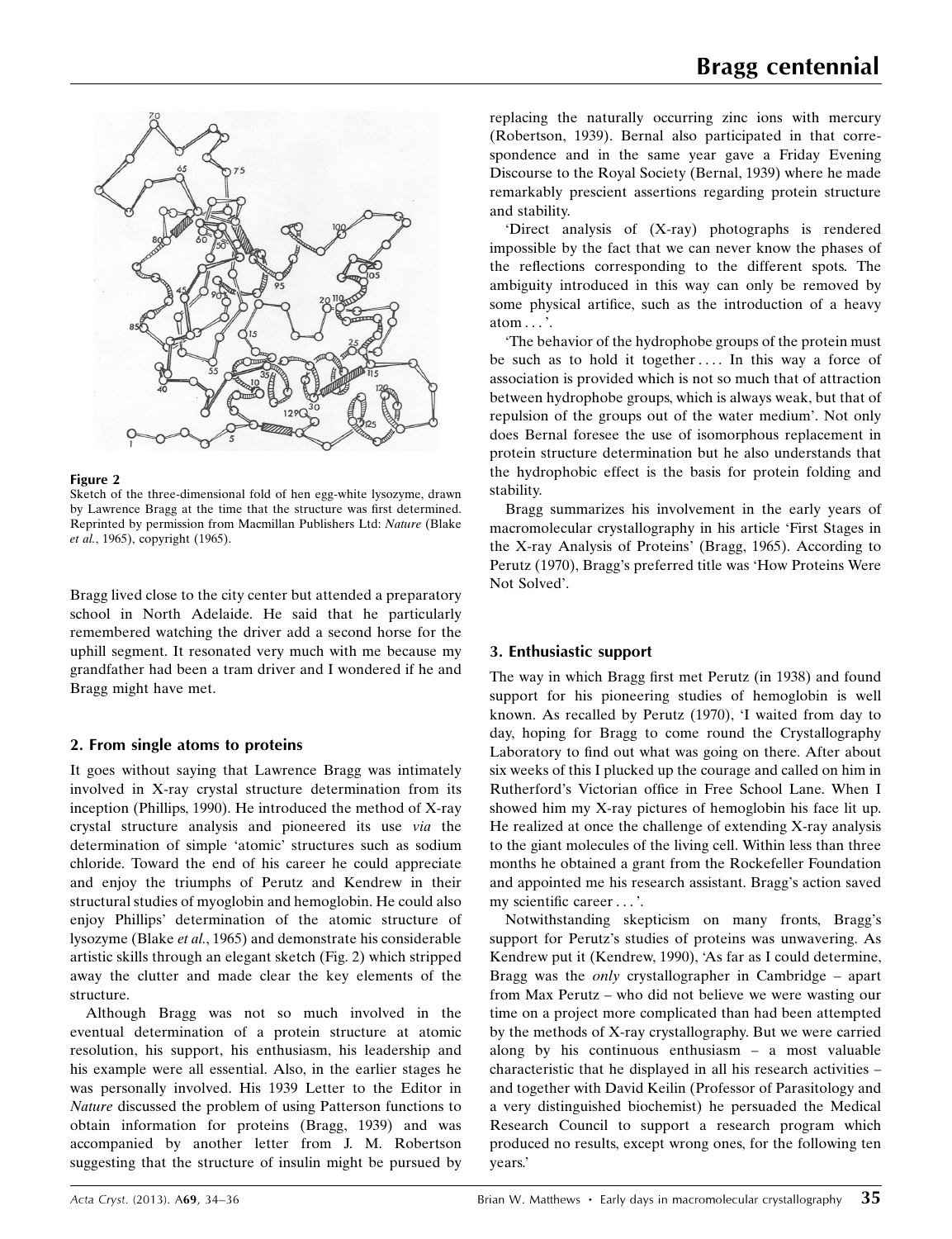**Figure 2**
Sketch of the three-dimensional fold of hen egg-white lysozyme, drawn by Lawrence Bragg at the time that the structure was first determined. Reprinted by permission from Macmillan Publishers Ltd: *Nature* (Blake *et al.*, 1965), copyright (1965).

Bragg lived close to the city center but attended a preparatory school in North Adelaide. He said that he particularly remembered watching the driver add a second horse for the uphill segment. It resonated very much with me because my grandfather had been a tram driver and I wondered if he and Bragg might have met.

## 2. From single atoms to proteins

It goes without saying that Lawrence Bragg was intimately involved in X-ray crystal structure determination from its inception (Phillips, 1990). He introduced the method of X-ray crystal structure analysis and pioneered its use *via* the determination of simple 'atomic' structures such as sodium chloride. Toward the end of his career he could appreciate and enjoy the triumphs of Perutz and Kendrew in their structural studies of myoglobin and hemoglobin. He could also enjoy Phillips' determination of the atomic structure of lysozyme (Blake *et al.*, 1965) and demonstrate his considerable artistic skills through an elegant sketch (Fig. 2) which stripped away the clutter and made clear the key elements of the structure.

Although Bragg was not so much involved in the eventual determination of a protein structure at atomic resolution, his support, his enthusiasm, his leadership and his example were all essential. Also, in the earlier stages he was personally involved. His 1939 Letter to the Editor in *Nature* discussed the problem of using Patterson functions to obtain information for proteins (Bragg, 1939) and was accompanied by another letter from J. M. Robertson suggesting that the structure of insulin might be pursued by replacing the naturally occurring zinc ions with mercury (Robertson, 1939). Bernal also participated in that correspondence and in the same year gave a Friday Evening Discourse to the Royal Society (Bernal, 1939) where he made remarkably prescient assertions regarding protein structure and stability.

'Direct analysis of (X-ray) photographs is rendered impossible by the fact that we can never know the phases of the reflections corresponding to the different spots. The ambiguity introduced in this way can only be removed by some physical artifice, such as the introduction of a heavy atom . . . '.

'The behavior of the hydrophobe groups of the protein must be such as to hold it together . . . . In this way a force of association is provided which is not so much that of attraction between hydrophobe groups, which is always weak, but that of repulsion of the groups out of the water medium'. Not only does Bernal foresee the use of isomorphous replacement in protein structure determination but he also understands that the hydrophobic effect is the basis for protein folding and stability.

Bragg summarizes his involvement in the early years of macromolecular crystallography in his article 'First Stages in the X-ray Analysis of Proteins' (Bragg, 1965). According to Perutz (1970), Bragg's preferred title was 'How Proteins Were Not Solved'.

## 3. Enthusiastic support

The way in which Bragg first met Perutz (in 1938) and found support for his pioneering studies of hemoglobin is well known. As recalled by Perutz (1970), 'I waited from day to day, hoping for Bragg to come round the Crystallography Laboratory to find out what was going on there. After about six weeks of this I plucked up the courage and called on him in Rutherford's Victorian office in Free School Lane. When I showed him my X-ray pictures of hemoglobin his face lit up. He realized at once the challenge of extending X-ray analysis to the giant molecules of the living cell. Within less than three months he obtained a grant from the Rockefeller Foundation and appointed me his research assistant. Bragg's action saved my scientific career . . . '.

Notwithstanding skepticism on many fronts, Bragg's support for Perutz's studies of proteins was unwavering. As Kendrew put it (Kendrew, 1990), 'As far as I could determine, Bragg was the *only* crystallographer in Cambridge – apart from Max Perutz – who did not believe we were wasting our time on a project more complicated than had been attempted by the methods of X-ray crystallography. But we were carried along by his continuous enthusiasm – a most valuable characteristic that he displayed in all his research activities – and together with David Keilin (Professor of Parasitology and a very distinguished biochemist) he persuaded the Medical Research Council to support a research program which produced no results, except wrong ones, for the following ten years.'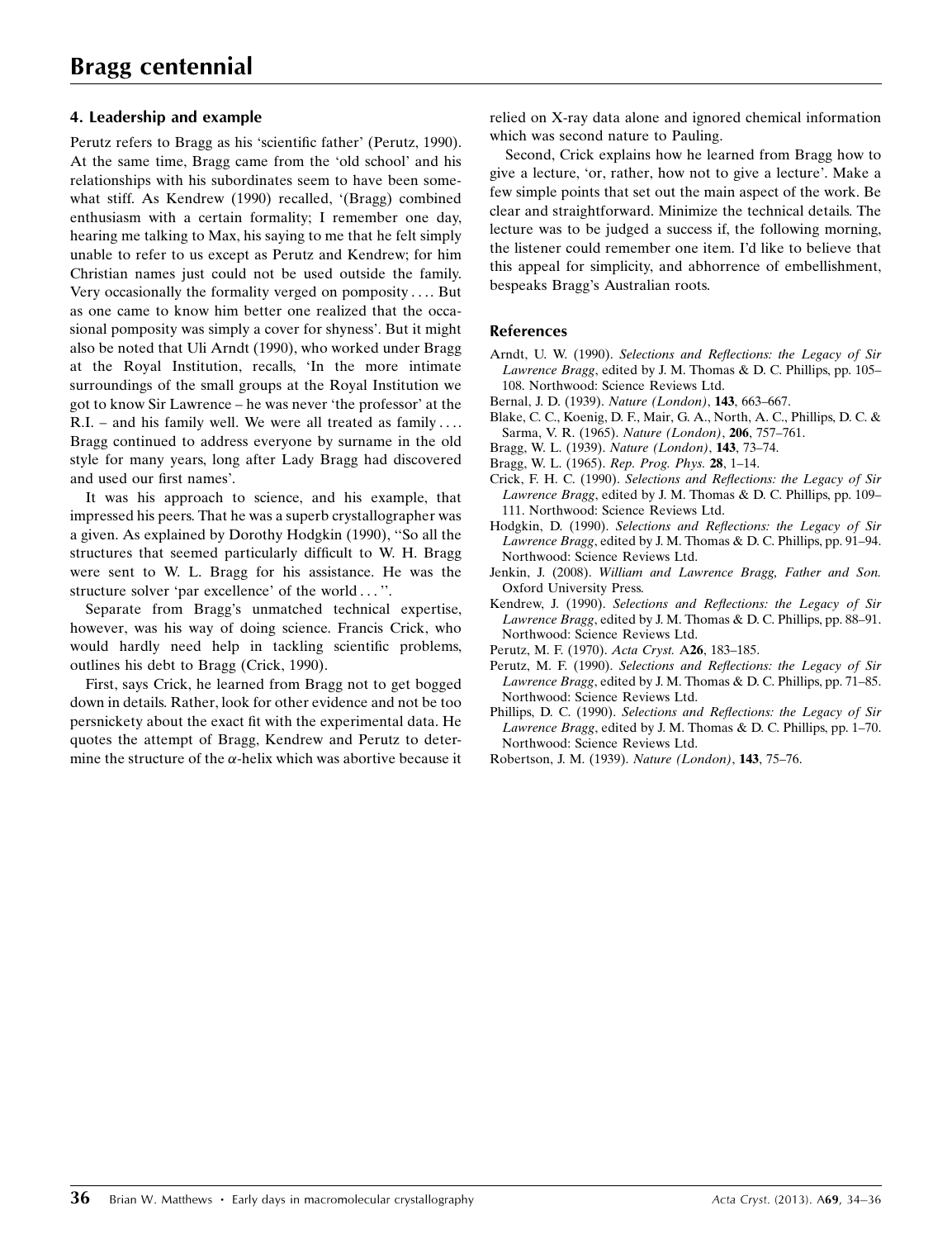## 4. Leadership and example

Perutz refers to Bragg as his 'scientific father' (Perutz, 1990). At the same time, Bragg came from the 'old school' and his relationships with his subordinates seem to have been somewhat stiff. As Kendrew (1990) recalled, '(Bragg) combined enthusiasm with a certain formality; I remember one day, hearing me talking to Max, his saying to me that he felt simply unable to refer to us except as Perutz and Kendrew; for him Christian names just could not be used outside the family. Very occasionally the formality verged on pomposity .... But as one came to know him better one realized that the occasional pomposity was simply a cover for shyness'. But it might also be noted that Uli Arndt (1990), who worked under Bragg at the Royal Institution, recalls, 'In the more intimate surroundings of the small groups at the Royal Institution we got to know Sir Lawrence – he was never 'the professor' at the R.I. – and his family well. We were all treated as family .... Bragg continued to address everyone by surname in the old style for many years, long after Lady Bragg had discovered and used our first names'.

It was his approach to science, and his example, that impressed his peers. That he was a superb crystallographer was a given. As explained by Dorothy Hodgkin (1990), ''So all the structures that seemed particularly difficult to W. H. Bragg were sent to W. L. Bragg for his assistance. He was the structure solver 'par excellence' of the world ... ''.

Separate from Bragg's unmatched technical expertise, however, was his way of doing science. Francis Crick, who would hardly need help in tackling scientific problems, outlines his debt to Bragg (Crick, 1990).

First, says Crick, he learned from Bragg not to get bogged down in details. Rather, look for other evidence and not be too persnickety about the exact fit with the experimental data. He quotes the attempt of Bragg, Kendrew and Perutz to determine the structure of the $\alpha$-helix which was abortive because it relied on X-ray data alone and ignored chemical information which was second nature to Pauling.

Second, Crick explains how he learned from Bragg how to give a lecture, 'or, rather, how not to give a lecture'. Make a few simple points that set out the main aspect of the work. Be clear and straightforward. Minimize the technical details. The lecture was to be judged a success if, the following morning, the listener could remember one item. I'd like to believe that this appeal for simplicity, and abhorrence of embellishment, bespeaks Bragg's Australian roots.

## References

Arndt, U. W. (1990). *Selections and Reflections: the Legacy of Sir Lawrence Bragg*, edited by J. M. Thomas & D. C. Phillips, pp. 105–108. Northwood: Science Reviews Ltd.

Bernal, J. D. (1939). *Nature (London)*, **143**, 663–667.

Blake, C. C., Koenig, D. F., Mair, G. A., North, A. C., Phillips, D. C. & Sarma, V. R. (1965). *Nature (London)*, **206**, 757–761.

Bragg, W. L. (1939). *Nature (London)*, **143**, 73–74.

Bragg, W. L. (1965). *Rep. Prog. Phys.* **28**, 1–14.

Crick, F. H. C. (1990). *Selections and Reflections: the Legacy of Sir Lawrence Bragg*, edited by J. M. Thomas & D. C. Phillips, pp. 109–111. Northwood: Science Reviews Ltd.

Hodgkin, D. (1990). *Selections and Reflections: the Legacy of Sir Lawrence Bragg*, edited by J. M. Thomas & D. C. Phillips, pp. 91–94. Northwood: Science Reviews Ltd.

Jenkin, J. (2008). *William and Lawrence Bragg, Father and Son.* Oxford University Press.

Kendrew, J. (1990). *Selections and Reflections: the Legacy of Sir Lawrence Bragg*, edited by J. M. Thomas & D. C. Phillips, pp. 88–91. Northwood: Science Reviews Ltd.

Perutz, M. F. (1970). *Acta Cryst.* A**26**, 183–185.

Perutz, M. F. (1990). *Selections and Reflections: the Legacy of Sir Lawrence Bragg*, edited by J. M. Thomas & D. C. Phillips, pp. 71–85. Northwood: Science Reviews Ltd.

Phillips, D. C. (1990). *Selections and Reflections: the Legacy of Sir Lawrence Bragg*, edited by J. M. Thomas & D. C. Phillips, pp. 1–70. Northwood: Science Reviews Ltd.

Robertson, J. M. (1939). *Nature (London)*, **143**, 75–76.